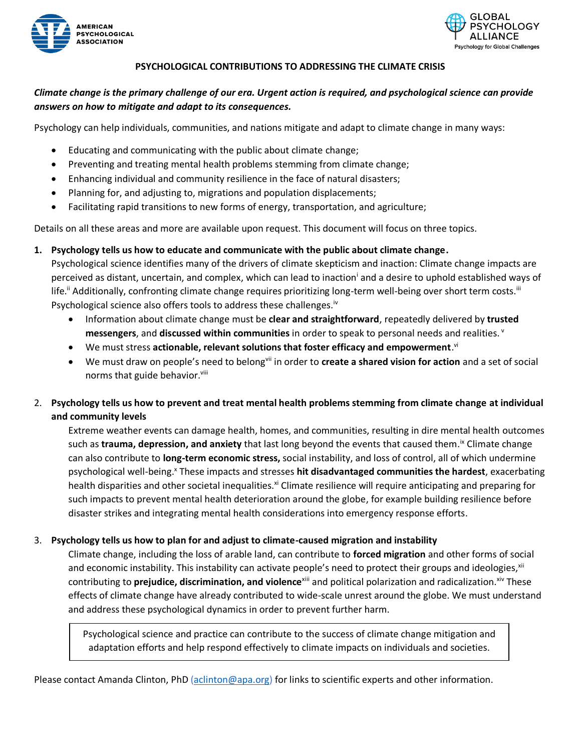AMERICAN PSYCHOLOGICAL ASSOCIATION

GLOBAL PSYCHOLOGY ALLIANCE
Psychology for Global Challenges

# PSYCHOLOGICAL CONTRIBUTIONS TO ADDRESSING THE CLIMATE CRISIS

***Climate change is the primary challenge of our era. Urgent action is required, and psychological science can provide answers on how to mitigate and adapt to its consequences.***

Psychology can help individuals, communities, and nations mitigate and adapt to climate change in many ways:

- Educating and communicating with the public about climate change;
- Preventing and treating mental health problems stemming from climate change;
- Enhancing individual and community resilience in the face of natural disasters;
- Planning for, and adjusting to, migrations and population displacements;
- Facilitating rapid transitions to new forms of energy, transportation, and agriculture;

Details on all these areas and more are available upon request. This document will focus on three topics.

1. **Psychology tells us how to educate and communicate with the public about climate change.**
   Psychological science identifies many of the drivers of climate skepticism and inaction: Climate change impacts are perceived as distant, uncertain, and complex, which can lead to inaction[i] and a desire to uphold established ways of life.[ii] Additionally, confronting climate change requires prioritizing long-term well-being over short term costs.[iii] Psychological science also offers tools to address these challenges.[iv]
   - Information about climate change must be **clear and straightforward**, repeatedly delivered by **trusted messengers**, and **discussed within communities** in order to speak to personal needs and realities.[v]
   - We must stress **actionable, relevant solutions that foster efficacy and empowerment**.[vi]
   - We must draw on people's need to belong[vii] in order to **create a shared vision for action** and a set of social norms that guide behavior.[viii]

2. **Psychology tells us how to prevent and treat mental health problems stemming from climate change at individual and community levels**
   Extreme weather events can damage health, homes, and communities, resulting in dire mental health outcomes such as **trauma, depression, and anxiety** that last long beyond the events that caused them.[ix] Climate change can also contribute to **long-term economic stress,** social instability, and loss of control, all of which undermine psychological well-being.[x] These impacts and stresses **hit disadvantaged communities the hardest**, exacerbating health disparities and other societal inequalities.[xi] Climate resilience will require anticipating and preparing for such impacts to prevent mental health deterioration around the globe, for example building resilience before disaster strikes and integrating mental health considerations into emergency response efforts.

3. **Psychology tells us how to plan for and adjust to climate-caused migration and instability**
   Climate change, including the loss of arable land, can contribute to **forced migration** and other forms of social and economic instability. This instability can activate people's need to protect their groups and ideologies,[xii] contributing to **prejudice, discrimination, and violence**[xiii] and political polarization and radicalization.[xiv] These effects of climate change have already contributed to wide-scale unrest around the globe. We must understand and address these psychological dynamics in order to prevent further harm.

> Psychological science and practice can contribute to the success of climate change mitigation and adaptation efforts and help respond effectively to climate impacts on individuals and societies.

Please contact Amanda Clinton, PhD (aclinton@apa.org) for links to scientific experts and other information.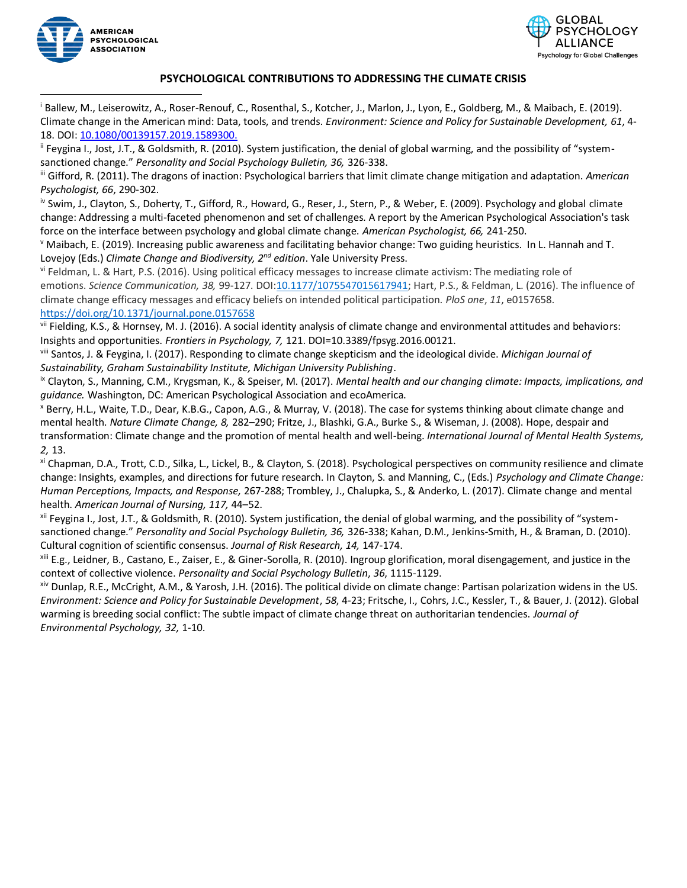---

[i] Ballew, M., Leiserowitz, A., Roser-Renouf, C., Rosenthal, S., Kotcher, J., Marlon, J., Lyon, E., Goldberg, M., & Maibach, E. (2019). Climate change in the American mind: Data, tools, and trends. *Environment: Science and Policy for Sustainable Development, 61*, 4-18. DOI: 10.1080/00139157.2019.1589300.

[ii] Feygina I., Jost, J.T., & Goldsmith, R. (2010). System justification, the denial of global warming, and the possibility of "system-sanctioned change." *Personality and Social Psychology Bulletin, 36,* 326-338.

[iii] Gifford, R. (2011). The dragons of inaction: Psychological barriers that limit climate change mitigation and adaptation. *American Psychologist, 66*, 290-302.

[iv] Swim, J., Clayton, S., Doherty, T., Gifford, R., Howard, G., Reser, J., Stern, P., & Weber, E. (2009). Psychology and global climate change: Addressing a multi-faceted phenomenon and set of challenges. A report by the American Psychological Association's task force on the interface between psychology and global climate change. *American Psychologist, 66,* 241-250.

[v] Maibach, E. (2019). Increasing public awareness and facilitating behavior change: Two guiding heuristics. In L. Hannah and T. Lovejoy (Eds.) *Climate Change and Biodiversity, 2nd edition*. Yale University Press.

[vi] Feldman, L. & Hart, P.S. (2016). Using political efficacy messages to increase climate activism: The mediating role of emotions. *Science Communication, 38,* 99-127. DOI:10.1177/1075547015617941; Hart, P.S., & Feldman, L. (2016). The influence of climate change efficacy messages and efficacy beliefs on intended political participation. *PloS one*, *11*, e0157658. https://doi.org/10.1371/journal.pone.0157658

[vii] Fielding, K.S., & Hornsey, M. J. (2016). A social identity analysis of climate change and environmental attitudes and behaviors: Insights and opportunities. *Frontiers in Psychology, 7,* 121. DOI=10.3389/fpsyg.2016.00121.

[viii] Santos, J. & Feygina, I. (2017). Responding to climate change skepticism and the ideological divide. *Michigan Journal of Sustainability, Graham Sustainability Institute, Michigan University Publishing*.

[ix] Clayton, S., Manning, C.M., Krygsman, K., & Speiser, M. (2017). *Mental health and our changing climate: Impacts, implications, and guidance.* Washington, DC: American Psychological Association and ecoAmerica.

[x] Berry, H.L., Waite, T.D., Dear, K.B.G., Capon, A.G., & Murray, V. (2018). The case for systems thinking about climate change and mental health. *Nature Climate Change, 8,* 282–290; Fritze, J., Blashki, G.A., Burke S., & Wiseman, J. (2008). Hope, despair and transformation: Climate change and the promotion of mental health and well-being. *International Journal of Mental Health Systems, 2,* 13.

[xi] Chapman, D.A., Trott, C.D., Silka, L., Lickel, B., & Clayton, S. (2018). Psychological perspectives on community resilience and climate change: Insights, examples, and directions for future research. In Clayton, S. and Manning, C., (Eds.) *Psychology and Climate Change: Human Perceptions, Impacts, and Response,* 267-288; Trombley, J., Chalupka, S., & Anderko, L. (2017). Climate change and mental health. *American Journal of Nursing, 117,* 44–52.

[xii] Feygina I., Jost, J.T., & Goldsmith, R. (2010). System justification, the denial of global warming, and the possibility of "system-sanctioned change." *Personality and Social Psychology Bulletin, 36,* 326-338; Kahan, D.M., Jenkins-Smith, H., & Braman, D. (2010). Cultural cognition of scientific consensus. *Journal of Risk Research, 14,* 147-174.

[xiii] E.g., Leidner, B., Castano, E., Zaiser, E., & Giner-Sorolla, R. (2010). Ingroup glorification, moral disengagement, and justice in the context of collective violence. *Personality and Social Psychology Bulletin*, *36*, 1115-1129.

[xiv] Dunlap, R.E., McCright, A.M., & Yarosh, J.H. (2016). The political divide on climate change: Partisan polarization widens in the US. *Environment: Science and Policy for Sustainable Development*, *58*, 4-23; Fritsche, I., Cohrs, J.C., Kessler, T., & Bauer, J. (2012). Global warming is breeding social conflict: The subtle impact of climate change threat on authoritarian tendencies. *Journal of Environmental Psychology, 32,* 1-10.